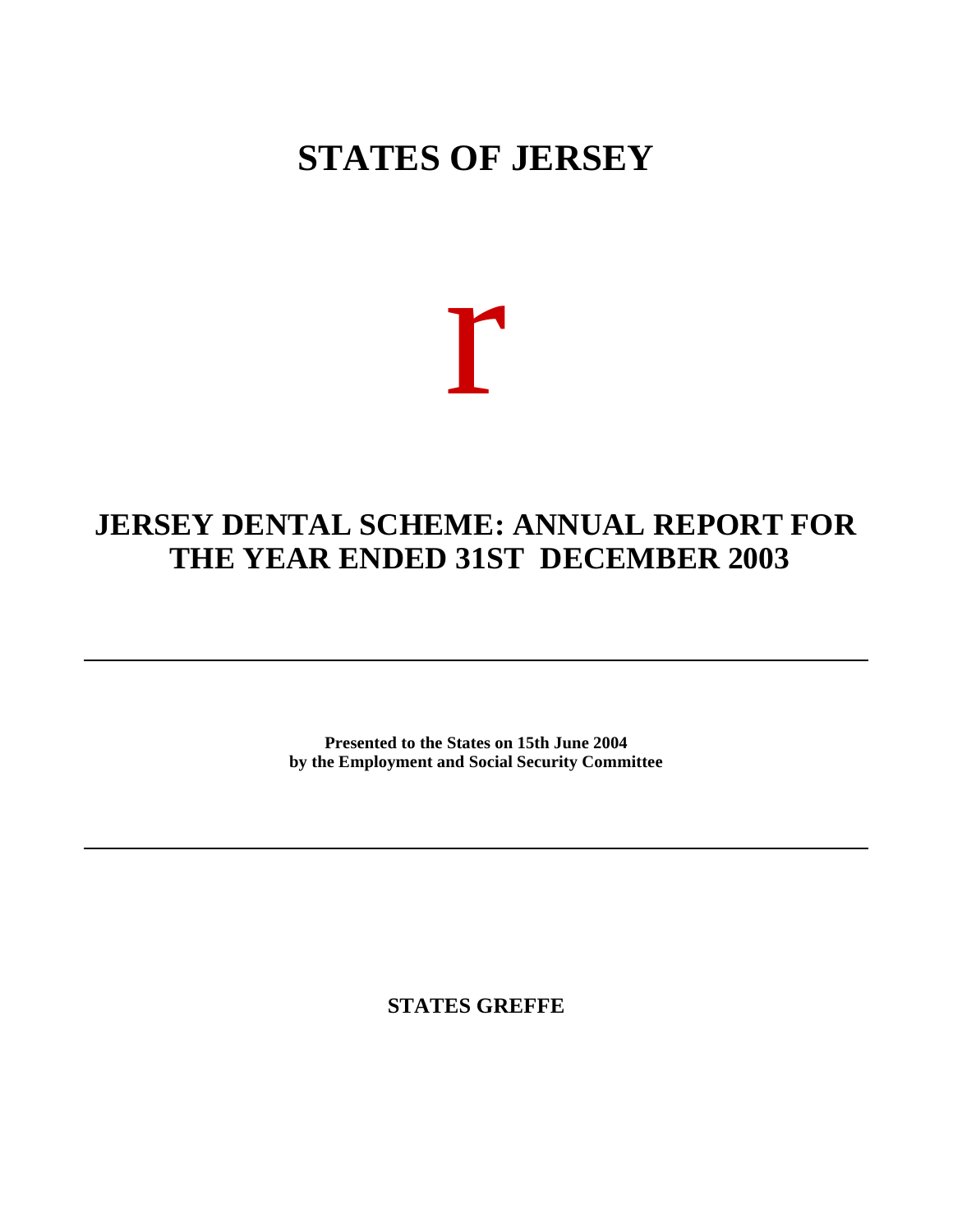# STATES OF JERSEY

r

## JERSEY DENTAL SCHEME: ANNUAL REPORT FOR THE YEAR ENDED 31ST DECEMBER 2003

---

**Presented to the States on 15th June 2004**
**by the Employment and Social Security Committee**

---

**STATES GREFFE**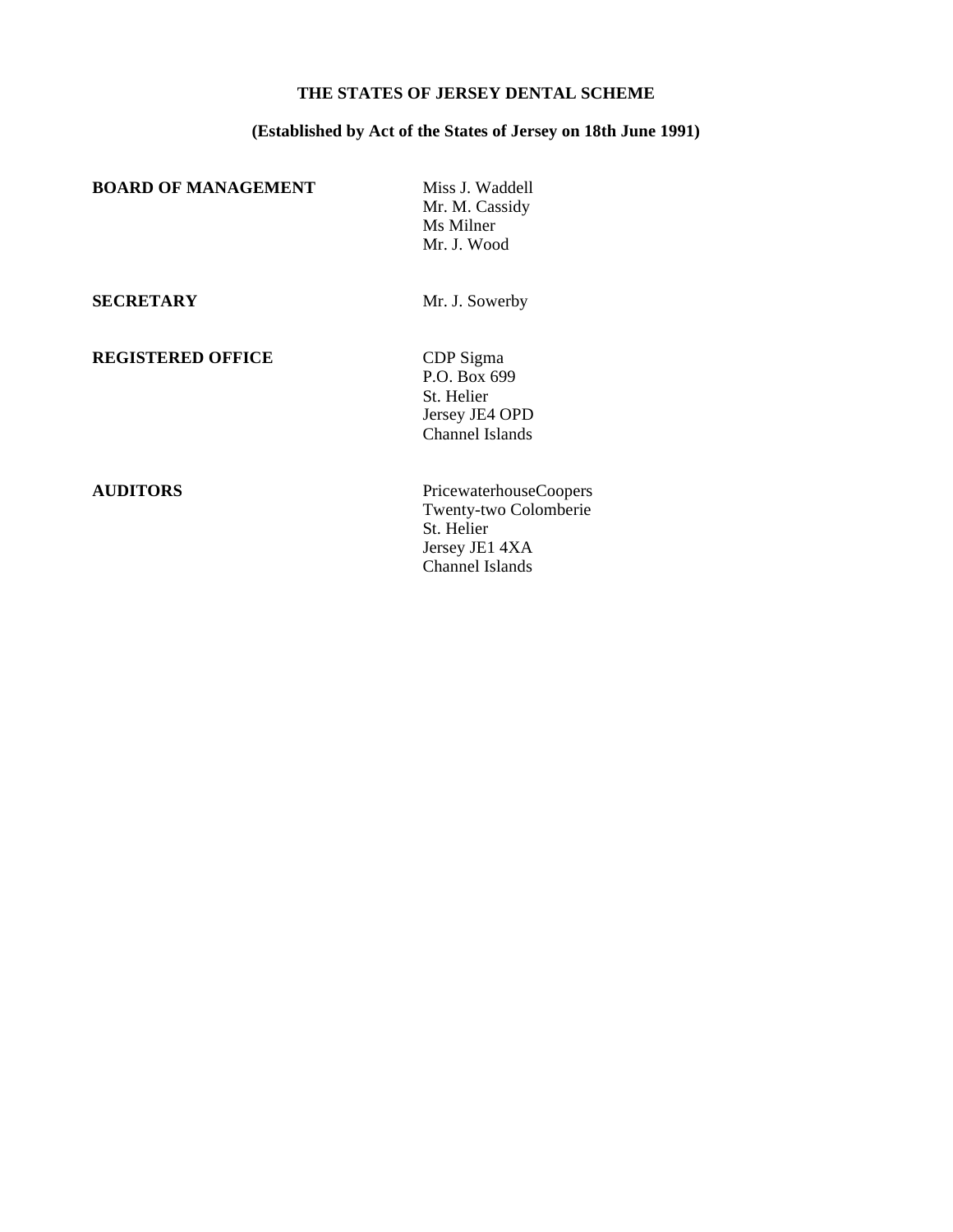**THE STATES OF JERSEY DENTAL SCHEME**

**(Established by Act of the States of Jersey on 18th June 1991)**

| | |
|---|---|
| **BOARD OF MANAGEMENT** | Miss J. Waddell<br>Mr. M. Cassidy<br>Ms Milner<br>Mr. J. Wood |
| **SECRETARY** | Mr. J. Sowerby |
| **REGISTERED OFFICE** | CDP Sigma<br>P.O. Box 699<br>St. Helier<br>Jersey JE4 OPD<br>Channel Islands |
| **AUDITORS** | PricewaterhouseCoopers<br>Twenty-two Colomberie<br>St. Helier<br>Jersey JE1 4XA<br>Channel Islands |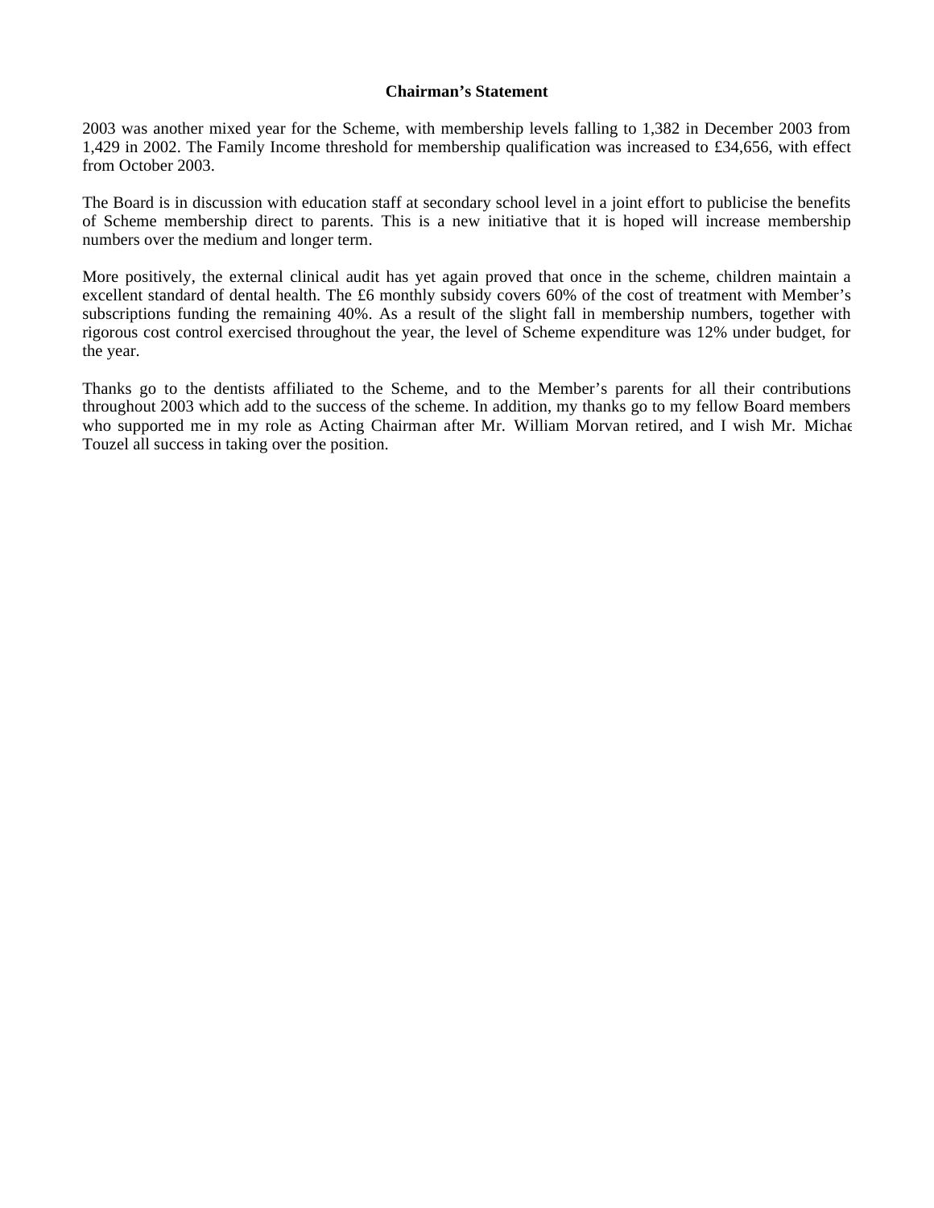**Chairman's Statement**

2003 was another mixed year for the Scheme, with membership levels falling to 1,382 in December 2003 from 1,429 in 2002. The Family Income threshold for membership qualification was increased to £34,656, with effect from October 2003.

The Board is in discussion with education staff at secondary school level in a joint effort to publicise the benefits of Scheme membership direct to parents. This is a new initiative that it is hoped will increase membership numbers over the medium and longer term.

More positively, the external clinical audit has yet again proved that once in the scheme, children maintain a excellent standard of dental health. The £6 monthly subsidy covers 60% of the cost of treatment with Member's subscriptions funding the remaining 40%. As a result of the slight fall in membership numbers, together with rigorous cost control exercised throughout the year, the level of Scheme expenditure was 12% under budget, for the year.

Thanks go to the dentists affiliated to the Scheme, and to the Member's parents for all their contributions throughout 2003 which add to the success of the scheme. In addition, my thanks go to my fellow Board members who supported me in my role as Acting Chairman after Mr. William Morvan retired, and I wish Mr. Michael Touzel all success in taking over the position.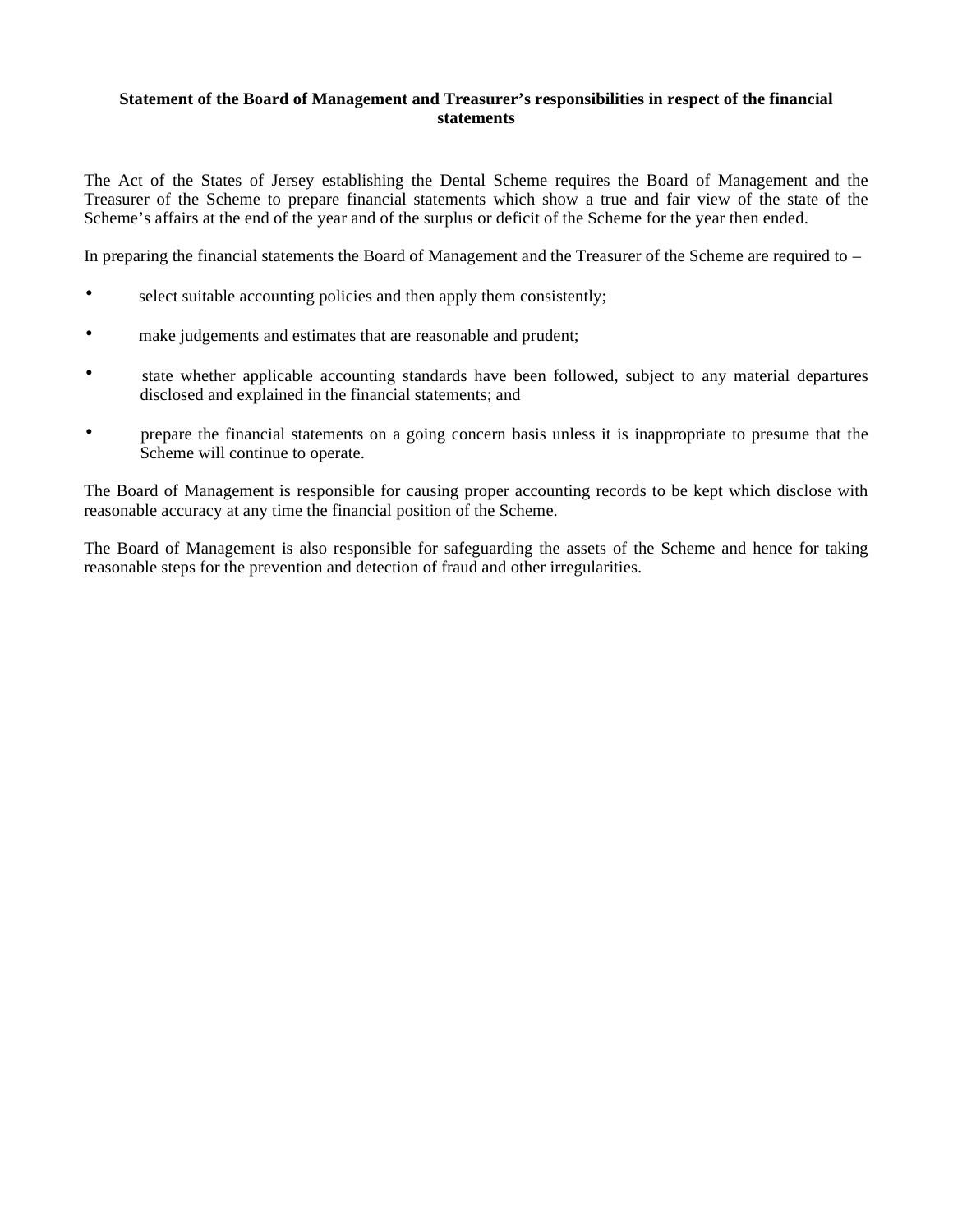**Statement of the Board of Management and Treasurer's responsibilities in respect of the financial statements**

The Act of the States of Jersey establishing the Dental Scheme requires the Board of Management and the Treasurer of the Scheme to prepare financial statements which show a true and fair view of the state of the Scheme's affairs at the end of the year and of the surplus or deficit of the Scheme for the year then ended.

In preparing the financial statements the Board of Management and the Treasurer of the Scheme are required to –

- select suitable accounting policies and then apply them consistently;
- make judgements and estimates that are reasonable and prudent;
- state whether applicable accounting standards have been followed, subject to any material departures disclosed and explained in the financial statements; and
- prepare the financial statements on a going concern basis unless it is inappropriate to presume that the Scheme will continue to operate.

The Board of Management is responsible for causing proper accounting records to be kept which disclose with reasonable accuracy at any time the financial position of the Scheme.

The Board of Management is also responsible for safeguarding the assets of the Scheme and hence for taking reasonable steps for the prevention and detection of fraud and other irregularities.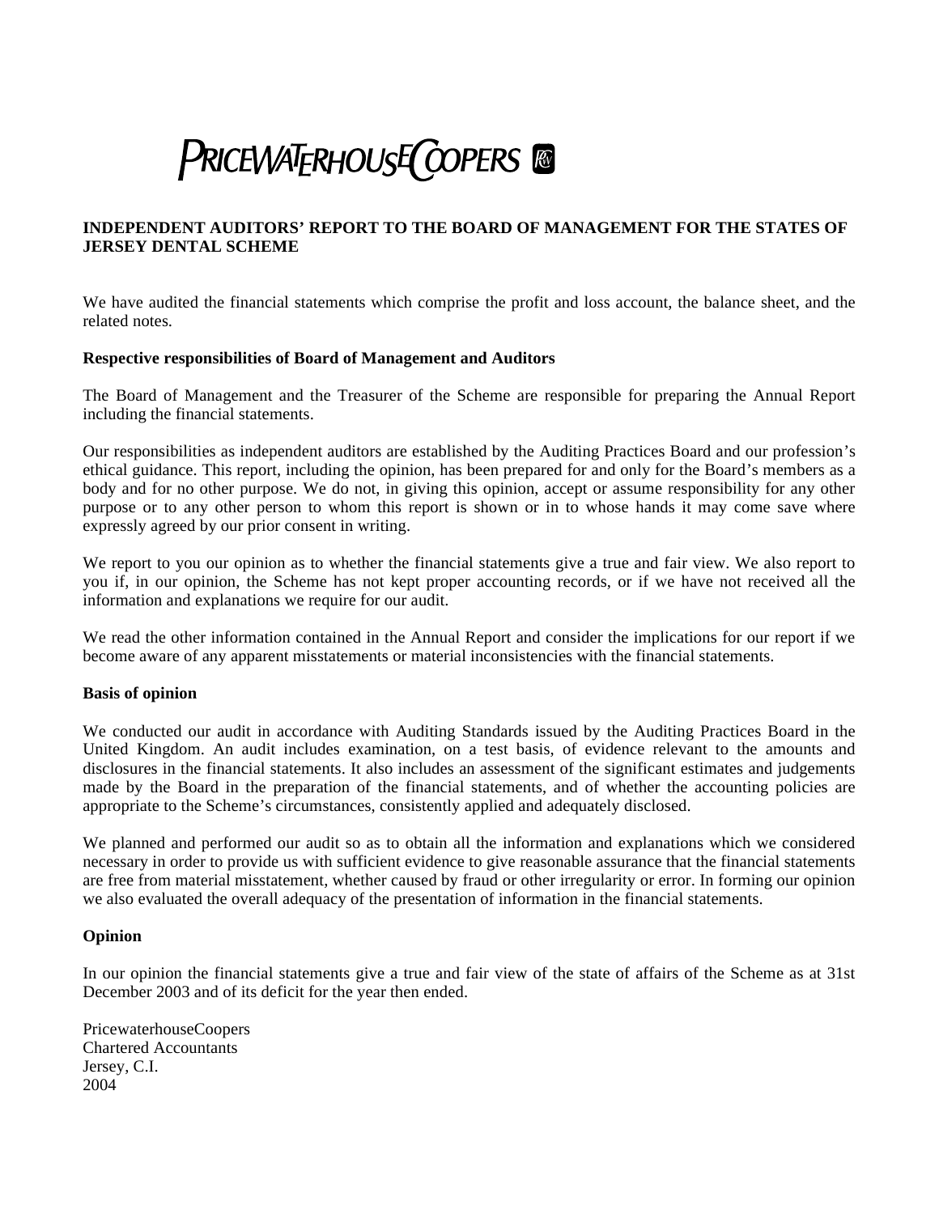PRICEWATERHOUSECOOPERS

**INDEPENDENT AUDITORS' REPORT TO THE BOARD OF MANAGEMENT FOR THE STATES OF JERSEY DENTAL SCHEME**

We have audited the financial statements which comprise the profit and loss account, the balance sheet, and the related notes.

**Respective responsibilities of Board of Management and Auditors**

The Board of Management and the Treasurer of the Scheme are responsible for preparing the Annual Report including the financial statements.

Our responsibilities as independent auditors are established by the Auditing Practices Board and our profession's ethical guidance. This report, including the opinion, has been prepared for and only for the Board's members as a body and for no other purpose. We do not, in giving this opinion, accept or assume responsibility for any other purpose or to any other person to whom this report is shown or in to whose hands it may come save where expressly agreed by our prior consent in writing.

We report to you our opinion as to whether the financial statements give a true and fair view. We also report to you if, in our opinion, the Scheme has not kept proper accounting records, or if we have not received all the information and explanations we require for our audit.

We read the other information contained in the Annual Report and consider the implications for our report if we become aware of any apparent misstatements or material inconsistencies with the financial statements.

**Basis of opinion**

We conducted our audit in accordance with Auditing Standards issued by the Auditing Practices Board in the United Kingdom. An audit includes examination, on a test basis, of evidence relevant to the amounts and disclosures in the financial statements. It also includes an assessment of the significant estimates and judgements made by the Board in the preparation of the financial statements, and of whether the accounting policies are appropriate to the Scheme's circumstances, consistently applied and adequately disclosed.

We planned and performed our audit so as to obtain all the information and explanations which we considered necessary in order to provide us with sufficient evidence to give reasonable assurance that the financial statements are free from material misstatement, whether caused by fraud or other irregularity or error. In forming our opinion we also evaluated the overall adequacy of the presentation of information in the financial statements.

**Opinion**

In our opinion the financial statements give a true and fair view of the state of affairs of the Scheme as at 31st December 2003 and of its deficit for the year then ended.

PricewaterhouseCoopers
Chartered Accountants
Jersey, C.I.
2004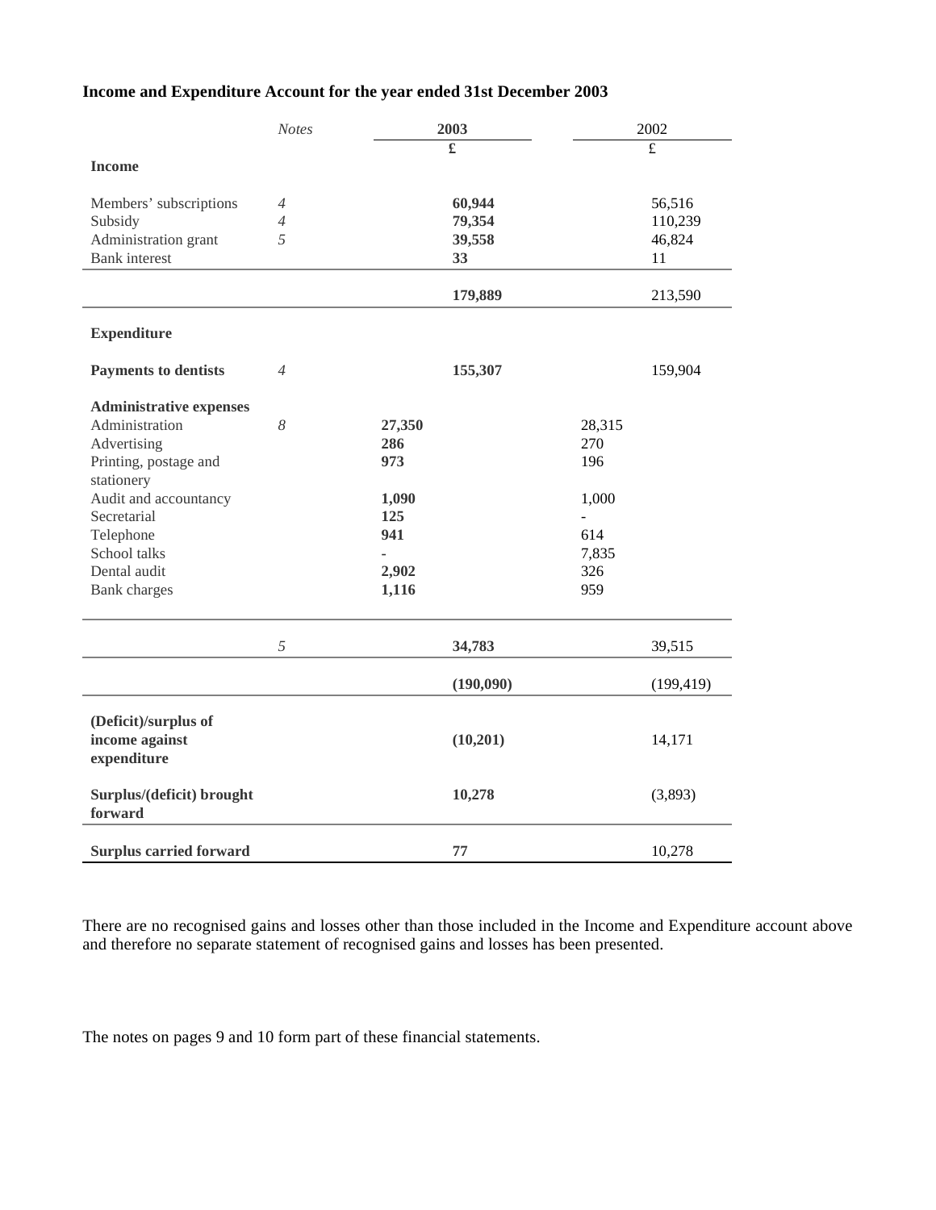**Income and Expenditure Account for the year ended 31st December 2003**

| | *Notes* | 2003 | | 2002 | |
|---|---|---|---|---|---|
| | | | **£** | | £ |
| **Income** | | | | | |
| Members' subscriptions | *4* | | **60,944** | | 56,516 |
| Subsidy | *4* | | **79,354** | | 110,239 |
| Administration grant | *5* | | **39,558** | | 46,824 |
| Bank interest | | | **33** | | 11 |
| | | | **179,889** | | 213,590 |
| **Expenditure** | | | | | |
| **Payments to dentists** | *4* | | **155,307** | | 159,904 |
| **Administrative expenses** | | | | | |
| Administration | *8* | **27,350** | | 28,315 | |
| Advertising | | **286** | | 270 | |
| Printing, postage and stationery | | **973** | | 196 | |
| Audit and accountancy | | **1,090** | | 1,000 | |
| Secretarial | | **125** | | - | |
| Telephone | | **941** | | 614 | |
| School talks | | - | | 7,835 | |
| Dental audit | | **2,902** | | 326 | |
| Bank charges | | **1,116** | | 959 | |
| | *5* | | **34,783** | | 39,515 |
| | | | **(190,090)** | | (199,419) |
| **(Deficit)/surplus of income against expenditure** | | | **(10,201)** | | 14,171 |
| **Surplus/(deficit) brought forward** | | | **10,278** | | (3,893) |
| **Surplus carried forward** | | | **77** | | 10,278 |

There are no recognised gains and losses other than those included in the Income and Expenditure account above and therefore no separate statement of recognised gains and losses has been presented.

The notes on pages 9 and 10 form part of these financial statements.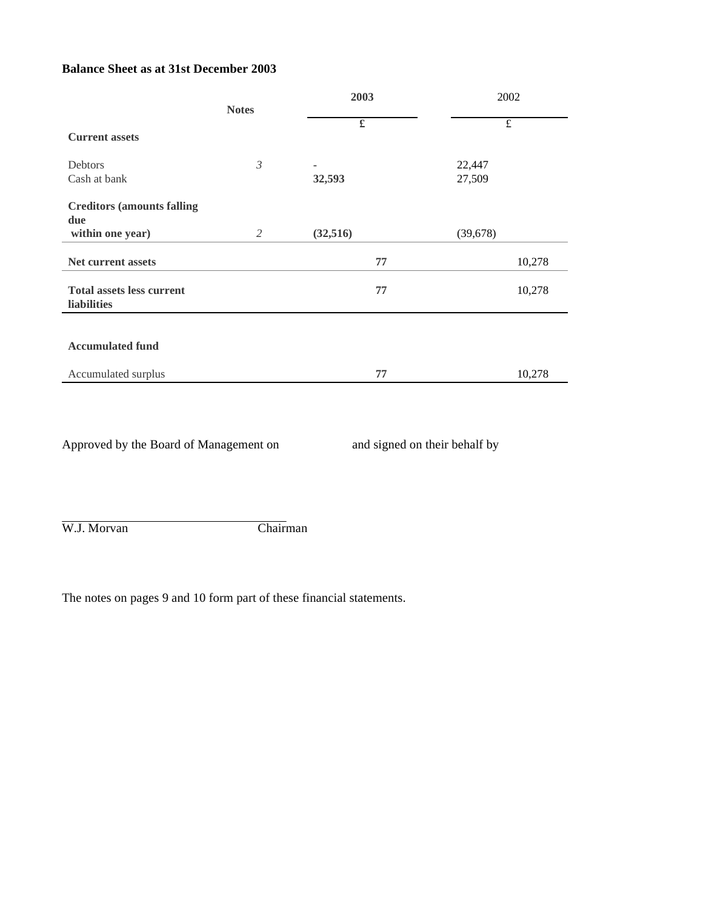## Balance Sheet as at 31st December 2003

| | Notes | 2003 | | 2002 | |
|---|---|---|---|---|---|
| | | £ | | £ | |
| **Current assets** | | | | | |
| Debtors | *3* | - | | 22,447 | |
| Cash at bank | | **32,593** | | 27,509 | |
| **Creditors (amounts falling due within one year)** | *2* | **(32,516)** | | (39,678) | |
| **Net current assets** | | | **77** | | 10,278 |
| **Total assets less current liabilities** | | | **77** | | 10,278 |
| **Accumulated fund** | | | | | |
| Accumulated surplus | | | **77** | | 10,278 |

Approved by the Board of Management on and signed on their behalf by

W.J. Morvan Chairman

The notes on pages 9 and 10 form part of these financial statements.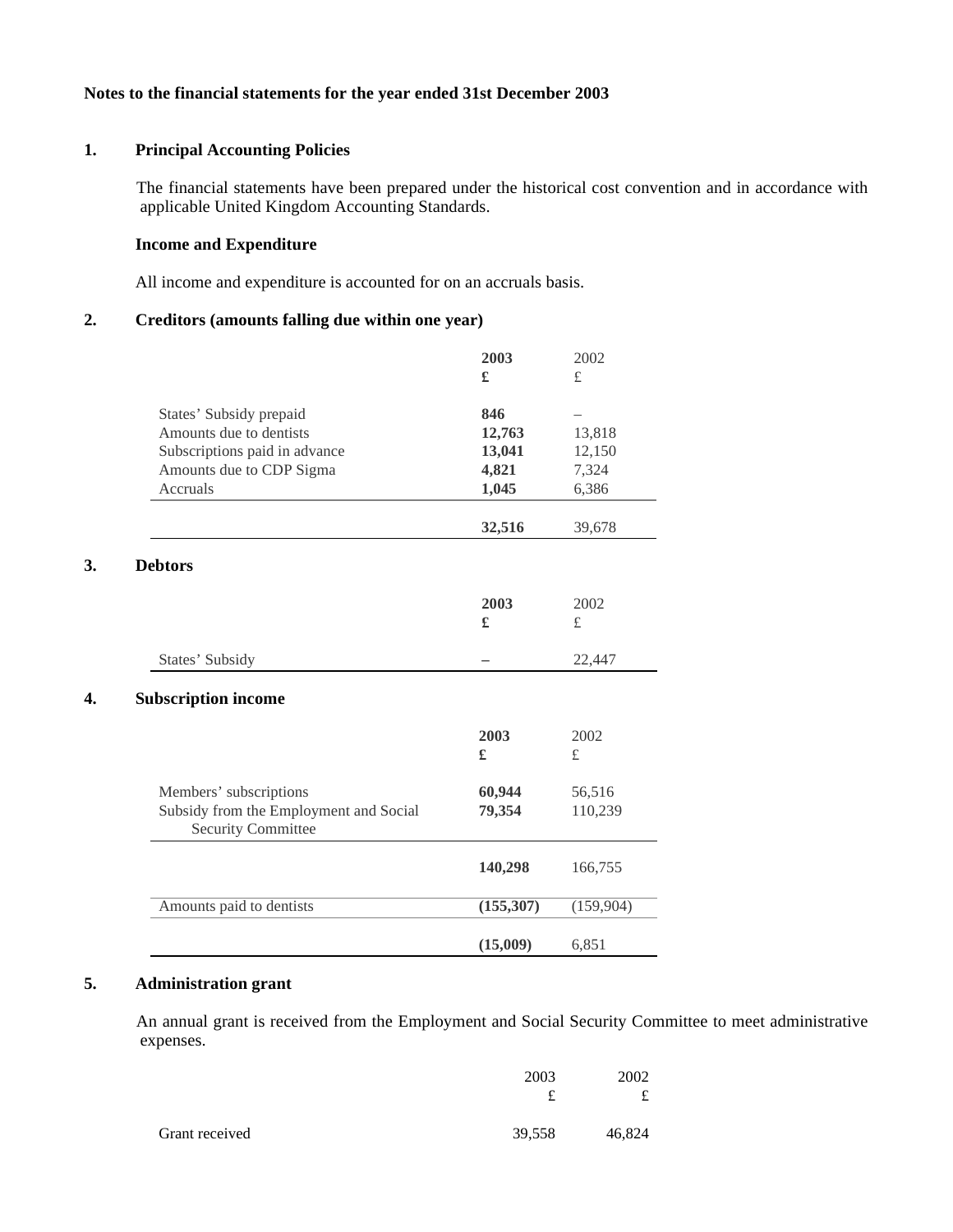**Notes to the financial statements for the year ended 31st December 2003**

## 1. Principal Accounting Policies

The financial statements have been prepared under the historical cost convention and in accordance with applicable United Kingdom Accounting Standards.

### Income and Expenditure

All income and expenditure is accounted for on an accruals basis.

## 2. Creditors (amounts falling due within one year)

| | **2003** | 2002 |
|---|---|---|
| | **£** | £ |
| States' Subsidy prepaid | **846** | – |
| Amounts due to dentists | **12,763** | 13,818 |
| Subscriptions paid in advance | **13,041** | 12,150 |
| Amounts due to CDP Sigma | **4,821** | 7,324 |
| Accruals | **1,045** | 6,386 |
| | **32,516** | 39,678 |

## 3. Debtors

| | **2003** | 2002 |
|---|---|---|
| | **£** | £ |
| States' Subsidy | **–** | 22,447 |

## 4. Subscription income

| | **2003** | 2002 |
|---|---|---|
| | **£** | £ |
| Members' subscriptions | **60,944** | 56,516 |
| Subsidy from the Employment and Social Security Committee | **79,354** | 110,239 |
| | **140,298** | 166,755 |
| Amounts paid to dentists | **(155,307)** | (159,904) |
| | **(15,009)** | 6,851 |

## 5. Administration grant

An annual grant is received from the Employment and Social Security Committee to meet administrative expenses.

| | 2003 | 2002 |
|---|---|---|
| | £ | £ |
| Grant received | 39,558 | 46,824 |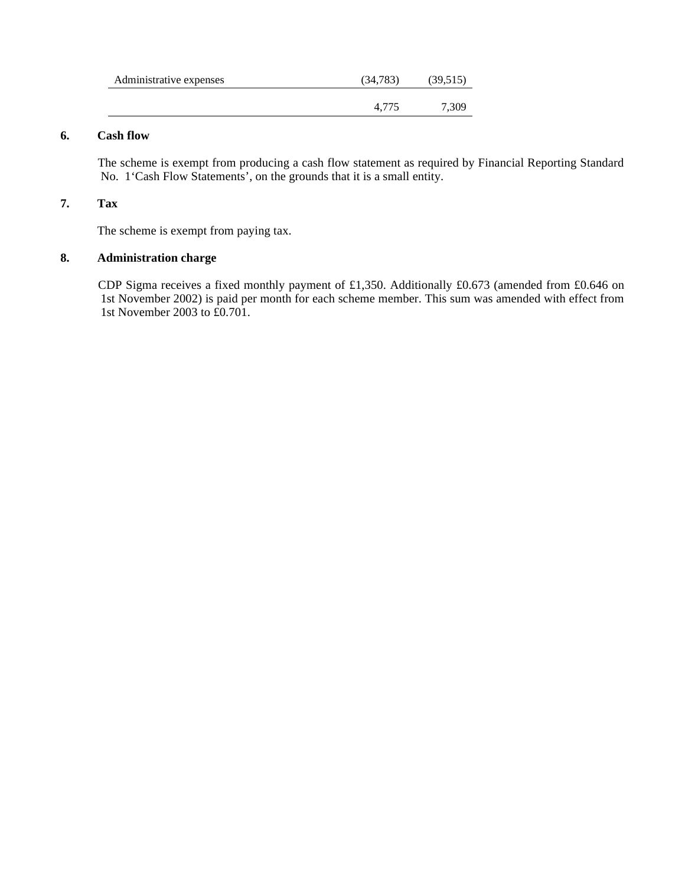| | | |
|---|---|---|
| Administrative expenses | (34,783) | (39,515) |
| | 4,775 | 7,309 |

**6. Cash flow**

The scheme is exempt from producing a cash flow statement as required by Financial Reporting Standard No. 1‘Cash Flow Statements’, on the grounds that it is a small entity.

**7. Tax**

The scheme is exempt from paying tax.

**8. Administration charge**

CDP Sigma receives a fixed monthly payment of £1,350. Additionally £0.673 (amended from £0.646 on 1st November 2002) is paid per month for each scheme member. This sum was amended with effect from 1st November 2003 to £0.701.